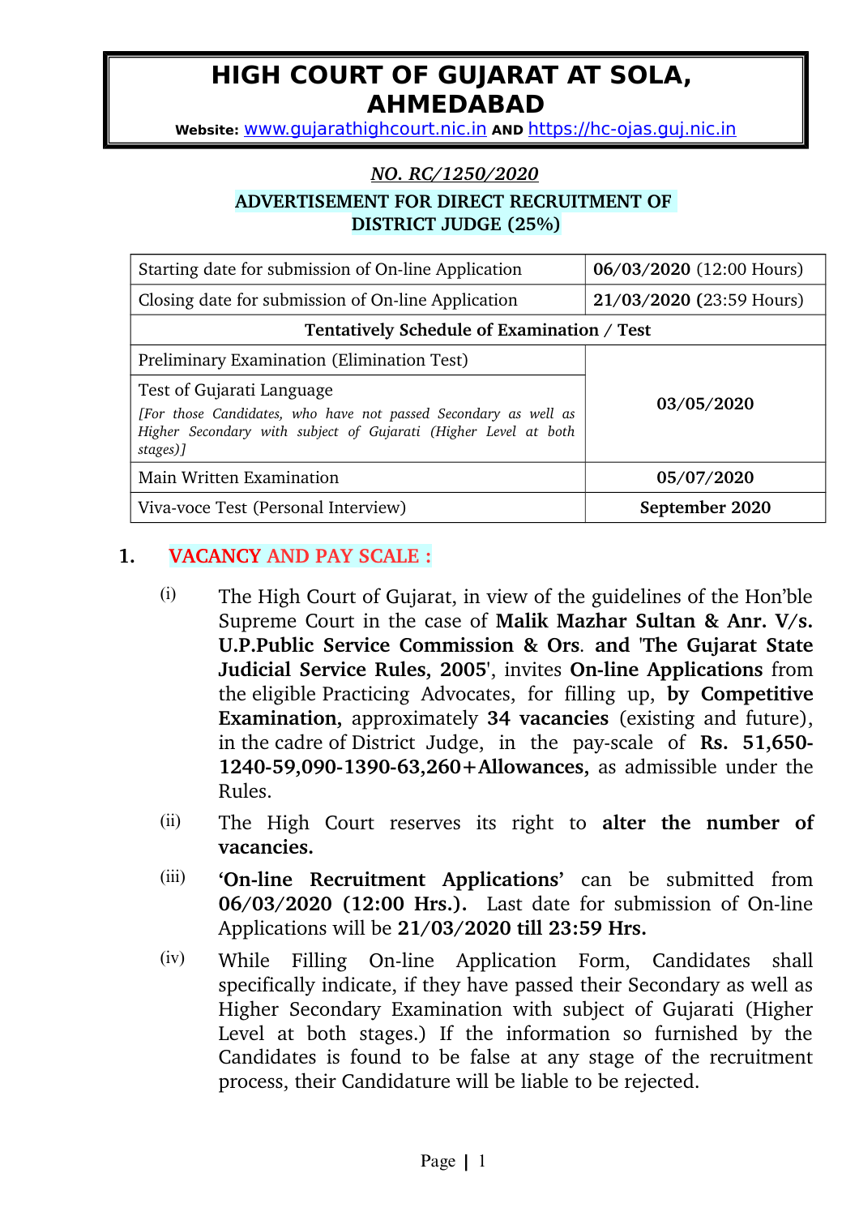# HIGH COURT OF GUJARAT AT SOLA, AHMEDABAD

**Website:** www.gujarathighcourt.nic.in **AND** https://hc-ojas.guj.nic.in

***NO. RC/1250/2020***

## ADVERTISEMENT FOR DIRECT RECRUITMENT OF DISTRICT JUDGE (25%)

| | |
|---|---|
| Starting date for submission of On-line Application | **06/03/2020** (12:00 Hours) |
| Closing date for submission of On-line Application | **21/03/2020** (23:59 Hours) |
| **Tentatively Schedule of Examination / Test** | |
| Preliminary Examination (Elimination Test) | **03/05/2020** |
| Test of Gujarati Language<br>*[For those Candidates, who have not passed Secondary as well as Higher Secondary with subject of Gujarati (Higher Level at both stages)]* | **03/05/2020** |
| Main Written Examination | **05/07/2020** |
| Viva-voce Test (Personal Interview) | **September 2020** |

## 1. VACANCY AND PAY SCALE :

(i) The High Court of Gujarat, in view of the guidelines of the Hon'ble Supreme Court in the case of **Malik Mazhar Sultan & Anr. V/s. U.P.Public Service Commission & Ors**. **and** **'The Gujarat State Judicial Service Rules, 2005'**, invites **On-line Applications** from the eligible Practicing Advocates, for filling up, **by Competitive Examination,** approximately **34 vacancies** (existing and future), in the cadre of District Judge, in the pay-scale of **Rs. 51,650-1240-59,090-1390-63,260+Allowances,** as admissible under the Rules.

(ii) The High Court reserves its right to **alter the number of vacancies.**

(iii) **'On-line Recruitment Applications'** can be submitted from **06/03/2020 (12:00 Hrs.).** Last date for submission of On-line Applications will be **21/03/2020 till 23:59 Hrs.**

(iv) While Filling On-line Application Form, Candidates shall specifically indicate, if they have passed their Secondary as well as Higher Secondary Examination with subject of Gujarati (Higher Level at both stages.) If the information so furnished by the Candidates is found to be false at any stage of the recruitment process, their Candidature will be liable to be rejected.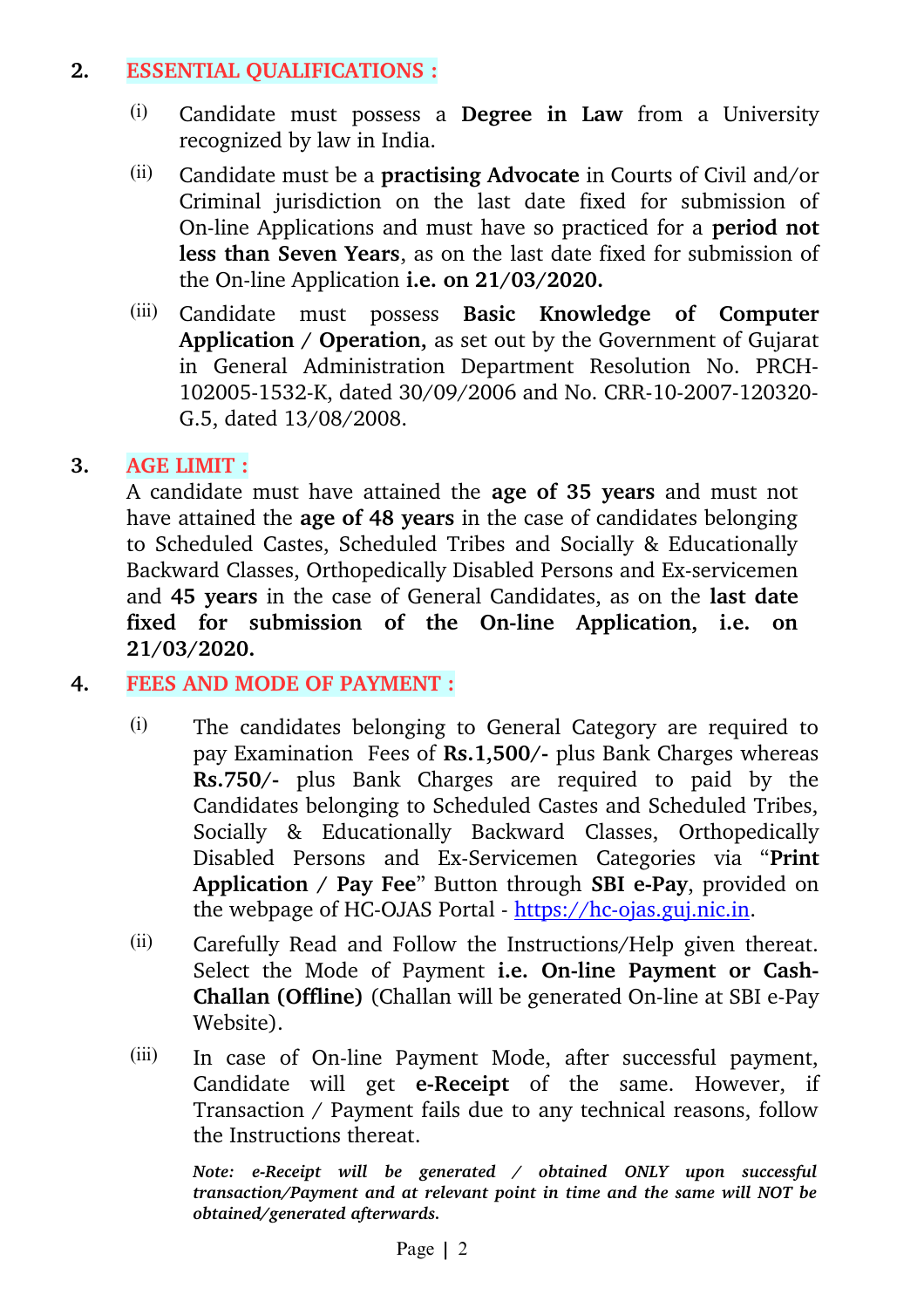## 2. ESSENTIAL QUALIFICATIONS :

(i) Candidate must possess a **Degree in Law** from a University recognized by law in India.

(ii) Candidate must be a **practising Advocate** in Courts of Civil and/or Criminal jurisdiction on the last date fixed for submission of On-line Applications and must have so practiced for a **period not less than Seven Years**, as on the last date fixed for submission of the On-line Application **i.e. on 21/03/2020.**

(iii) Candidate must possess **Basic Knowledge of Computer Application / Operation,** as set out by the Government of Gujarat in General Administration Department Resolution No. PRCH-102005-1532-K, dated 30/09/2006 and No. CRR-10-2007-120320-G.5, dated 13/08/2008.

## 3. AGE LIMIT :

A candidate must have attained the **age of 35 years** and must not have attained the **age of 48 years** in the case of candidates belonging to Scheduled Castes, Scheduled Tribes and Socially & Educationally Backward Classes, Orthopedically Disabled Persons and Ex-servicemen and **45 years** in the case of General Candidates, as on the **last date fixed for submission of the On-line Application, i.e. on 21/03/2020.**

## 4. FEES AND MODE OF PAYMENT :

(i) The candidates belonging to General Category are required to pay Examination Fees of **Rs.1,500/-** plus Bank Charges whereas **Rs.750/-** plus Bank Charges are required to paid by the Candidates belonging to Scheduled Castes and Scheduled Tribes, Socially & Educationally Backward Classes, Orthopedically Disabled Persons and Ex-Servicemen Categories via "**Print Application / Pay Fee**" Button through **SBI e-Pay**, provided on the webpage of HC-OJAS Portal - https://hc-ojas.guj.nic.in.

(ii) Carefully Read and Follow the Instructions/Help given thereat. Select the Mode of Payment **i.e. On-line Payment or Cash-Challan (Offline)** (Challan will be generated On-line at SBI e-Pay Website).

(iii) In case of On-line Payment Mode, after successful payment, Candidate will get **e-Receipt** of the same. However, if Transaction / Payment fails due to any technical reasons, follow the Instructions thereat.

***Note: e-Receipt will be generated / obtained ONLY upon successful transaction/Payment and at relevant point in time and the same will NOT be obtained/generated afterwards.***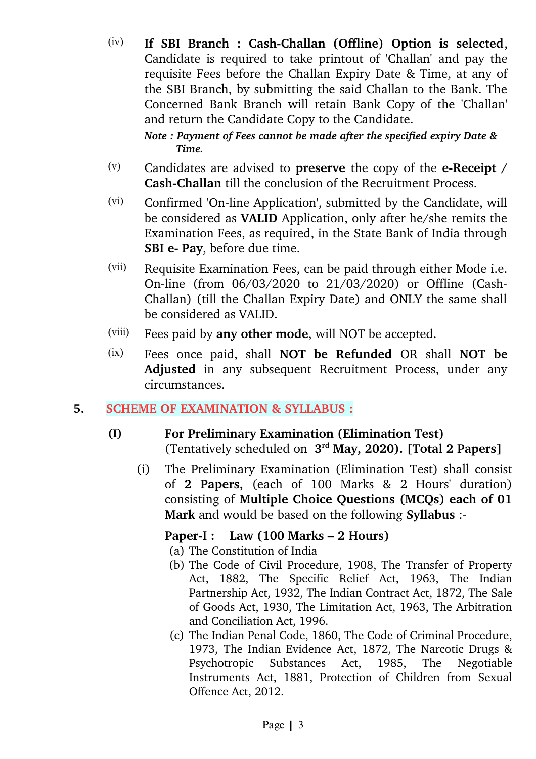(iv) **If SBI Branch : Cash-Challan (Offline) Option is selected**, Candidate is required to take printout of 'Challan' and pay the requisite Fees before the Challan Expiry Date & Time, at any of the SBI Branch, by submitting the said Challan to the Bank. The Concerned Bank Branch will retain Bank Copy of the 'Challan' and return the Candidate Copy to the Candidate.

*Note : Payment of Fees cannot be made after the specified expiry Date & Time.*

(v) Candidates are advised to **preserve** the copy of the **e-Receipt / Cash-Challan** till the conclusion of the Recruitment Process.

(vi) Confirmed 'On-line Application', submitted by the Candidate, will be considered as **VALID** Application, only after he/she remits the Examination Fees, as required, in the State Bank of India through **SBI e- Pay**, before due time.

(vii) Requisite Examination Fees, can be paid through either Mode i.e. On-line (from 06/03/2020 to 21/03/2020) or Offline (Cash-Challan) (till the Challan Expiry Date) and ONLY the same shall be considered as VALID.

(viii) Fees paid by **any other mode**, will NOT be accepted.

(ix) Fees once paid, shall **NOT be Refunded** OR shall **NOT be Adjusted** in any subsequent Recruitment Process, under any circumstances.

## 5. SCHEME OF EXAMINATION & SYLLABUS :

**(I) For Preliminary Examination (Elimination Test)**
(Tentatively scheduled on **3rd May, 2020). [Total 2 Papers]**

(i) The Preliminary Examination (Elimination Test) shall consist of **2 Papers,** (each of 100 Marks & 2 Hours' duration) consisting of **Multiple Choice Questions (MCQs) each of 01 Mark** and would be based on the following **Syllabus** :-

**Paper-I : Law (100 Marks – 2 Hours)**

(a) The Constitution of India
(b) The Code of Civil Procedure, 1908, The Transfer of Property Act, 1882, The Specific Relief Act, 1963, The Indian Partnership Act, 1932, The Indian Contract Act, 1872, The Sale of Goods Act, 1930, The Limitation Act, 1963, The Arbitration and Conciliation Act, 1996.
(c) The Indian Penal Code, 1860, The Code of Criminal Procedure, 1973, The Indian Evidence Act, 1872, The Narcotic Drugs & Psychotropic Substances Act, 1985, The Negotiable Instruments Act, 1881, Protection of Children from Sexual Offence Act, 2012.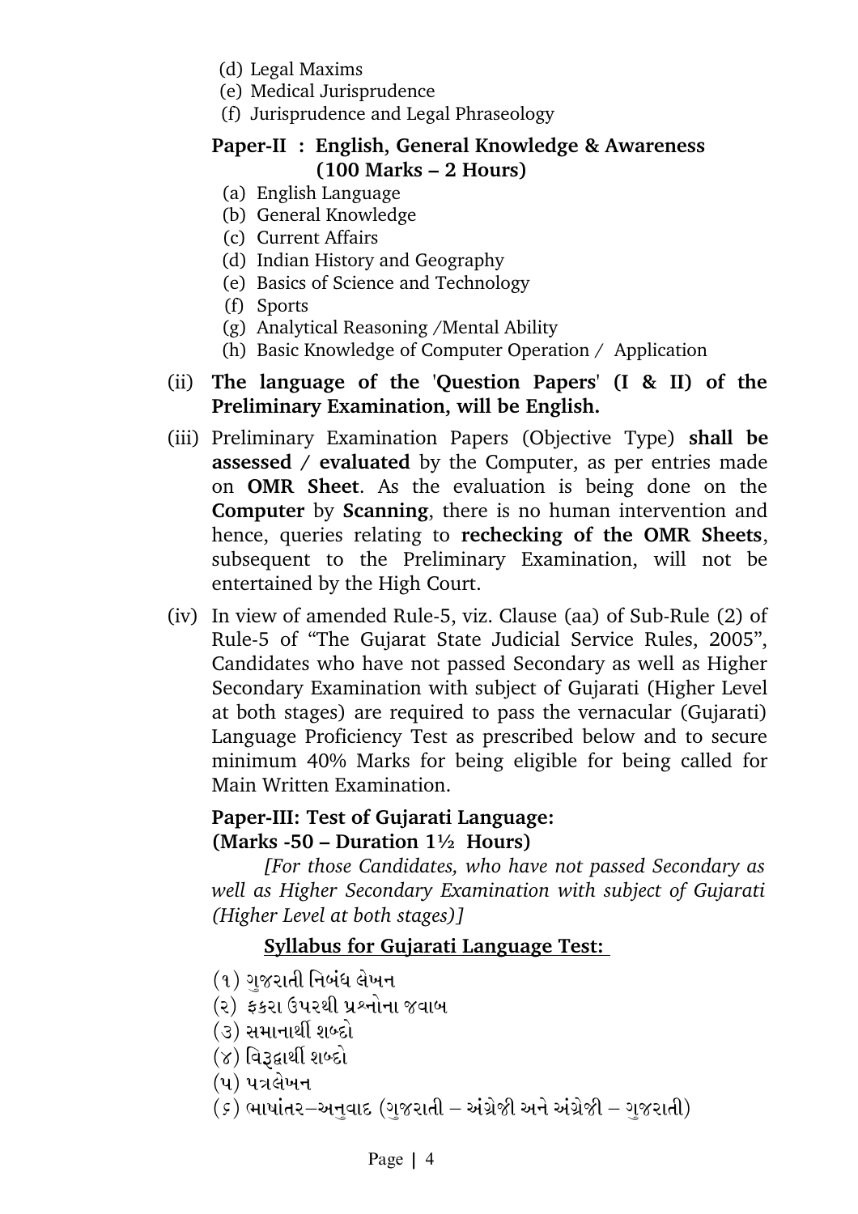(d) Legal Maxims
(e) Medical Jurisprudence
(f) Jurisprudence and Legal Phraseology

**Paper-II : English, General Knowledge & Awareness (100 Marks – 2 Hours)**

(a) English Language
(b) General Knowledge
(c) Current Affairs
(d) Indian History and Geography
(e) Basics of Science and Technology
(f) Sports
(g) Analytical Reasoning /Mental Ability
(h) Basic Knowledge of Computer Operation / Application

(ii) **The language of the 'Question Papers' (I & II) of the Preliminary Examination, will be English.**

(iii) Preliminary Examination Papers (Objective Type) **shall be assessed / evaluated** by the Computer, as per entries made on **OMR Sheet**. As the evaluation is being done on the **Computer** by **Scanning**, there is no human intervention and hence, queries relating to **rechecking of the OMR Sheets**, subsequent to the Preliminary Examination, will not be entertained by the High Court.

(iv) In view of amended Rule-5, viz. Clause (aa) of Sub-Rule (2) of Rule-5 of "The Gujarat State Judicial Service Rules, 2005", Candidates who have not passed Secondary as well as Higher Secondary Examination with subject of Gujarati (Higher Level at both stages) are required to pass the vernacular (Gujarati) Language Proficiency Test as prescribed below and to secure minimum 40% Marks for being eligible for being called for Main Written Examination.

**Paper-III: Test of Gujarati Language:**
**(Marks -50 – Duration 1½ Hours)**

*[For those Candidates, who have not passed Secondary as well as Higher Secondary Examination with subject of Gujarati (Higher Level at both stages)]*

**Syllabus for Gujarati Language Test:**

(૧) ગુજરાતી નિબંધ લેખન
(૨) ફકરા ઉપરથી પ્રશ્નોના જવાબ
(૩) સમાનાર્થી શબ્દો
(૪) વિરૂદ્ધાર્થી શબ્દો
(૫) પત્રલેખન
(૬) ભાષાંતર–અનુવાદ (ગુજરાતી – અંગ્રેજી અને અંગ્રેજી – ગુજરાતી)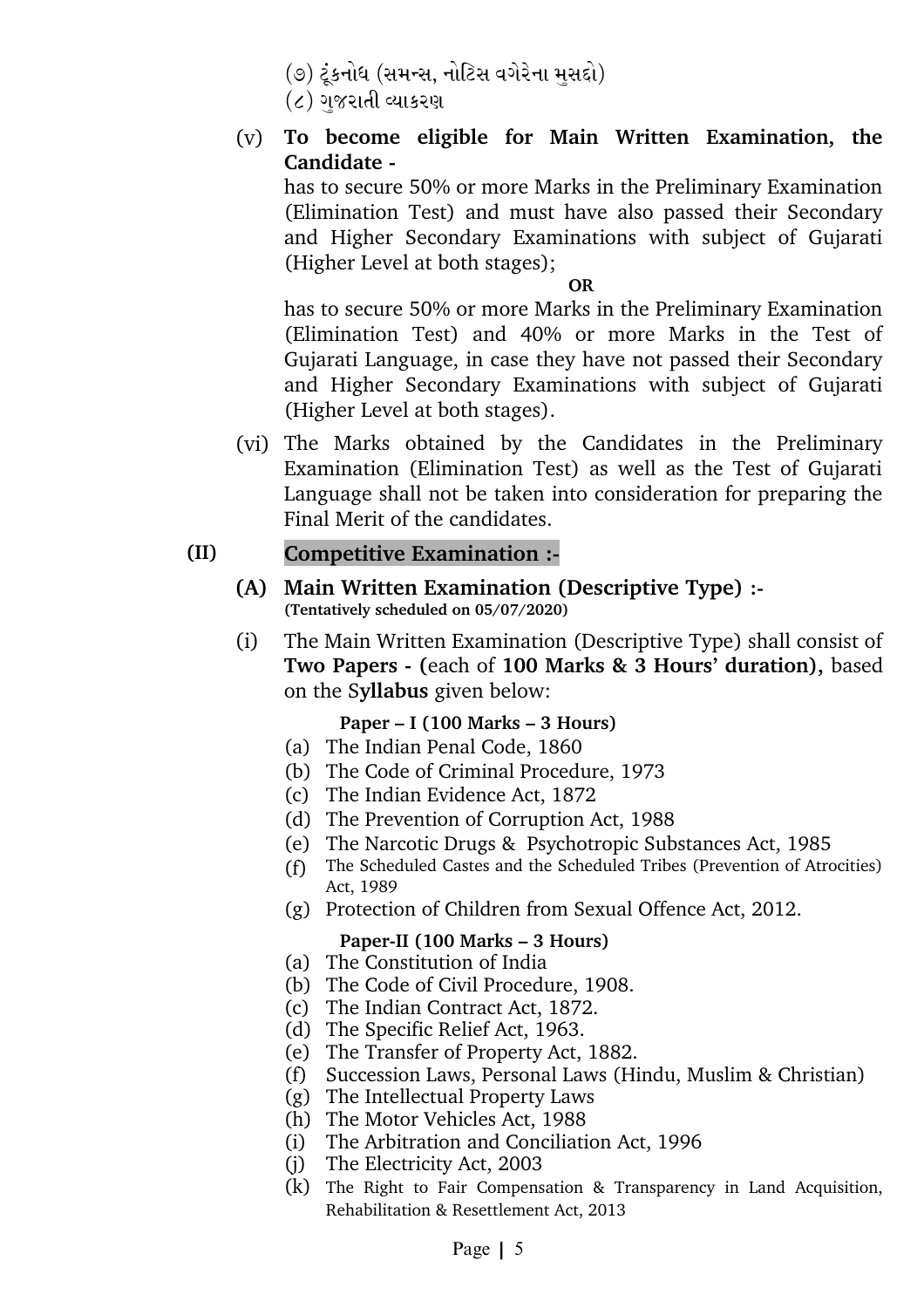(૭) ટૂંકનોધ (સમન્સ, નોટિસ વગેરેના મુસદ્દો)
(૮) ગુજરાતી વ્યાકરણ

(v) **To become eligible for Main Written Examination, the Candidate -**

has to secure 50% or more Marks in the Preliminary Examination (Elimination Test) and must have also passed their Secondary and Higher Secondary Examinations with subject of Gujarati (Higher Level at both stages);

**OR**

has to secure 50% or more Marks in the Preliminary Examination (Elimination Test) and 40% or more Marks in the Test of Gujarati Language, in case they have not passed their Secondary and Higher Secondary Examinations with subject of Gujarati (Higher Level at both stages).

(vi) The Marks obtained by the Candidates in the Preliminary Examination (Elimination Test) as well as the Test of Gujarati Language shall not be taken into consideration for preparing the Final Merit of the candidates.

## (II) Competitive Examination :-

### (A) Main Written Examination (Descriptive Type) :-

**(Tentatively scheduled on 05/07/2020)**

(i) The Main Written Examination (Descriptive Type) shall consist of **Two Papers - (**each of **100 Marks & 3 Hours' duration),** based on the S**yllabus** given below:

**Paper – I (100 Marks – 3 Hours)**

(a) The Indian Penal Code, 1860
(b) The Code of Criminal Procedure, 1973
(c) The Indian Evidence Act, 1872
(d) The Prevention of Corruption Act, 1988
(e) The Narcotic Drugs & Psychotropic Substances Act, 1985
(f) The Scheduled Castes and the Scheduled Tribes (Prevention of Atrocities) Act, 1989
(g) Protection of Children from Sexual Offence Act, 2012.

**Paper-II (100 Marks – 3 Hours)**

(a) The Constitution of India
(b) The Code of Civil Procedure, 1908.
(c) The Indian Contract Act, 1872.
(d) The Specific Relief Act, 1963.
(e) The Transfer of Property Act, 1882.
(f) Succession Laws, Personal Laws (Hindu, Muslim & Christian)
(g) The Intellectual Property Laws
(h) The Motor Vehicles Act, 1988
(i) The Arbitration and Conciliation Act, 1996
(j) The Electricity Act, 2003
(k) The Right to Fair Compensation & Transparency in Land Acquisition, Rehabilitation & Resettlement Act, 2013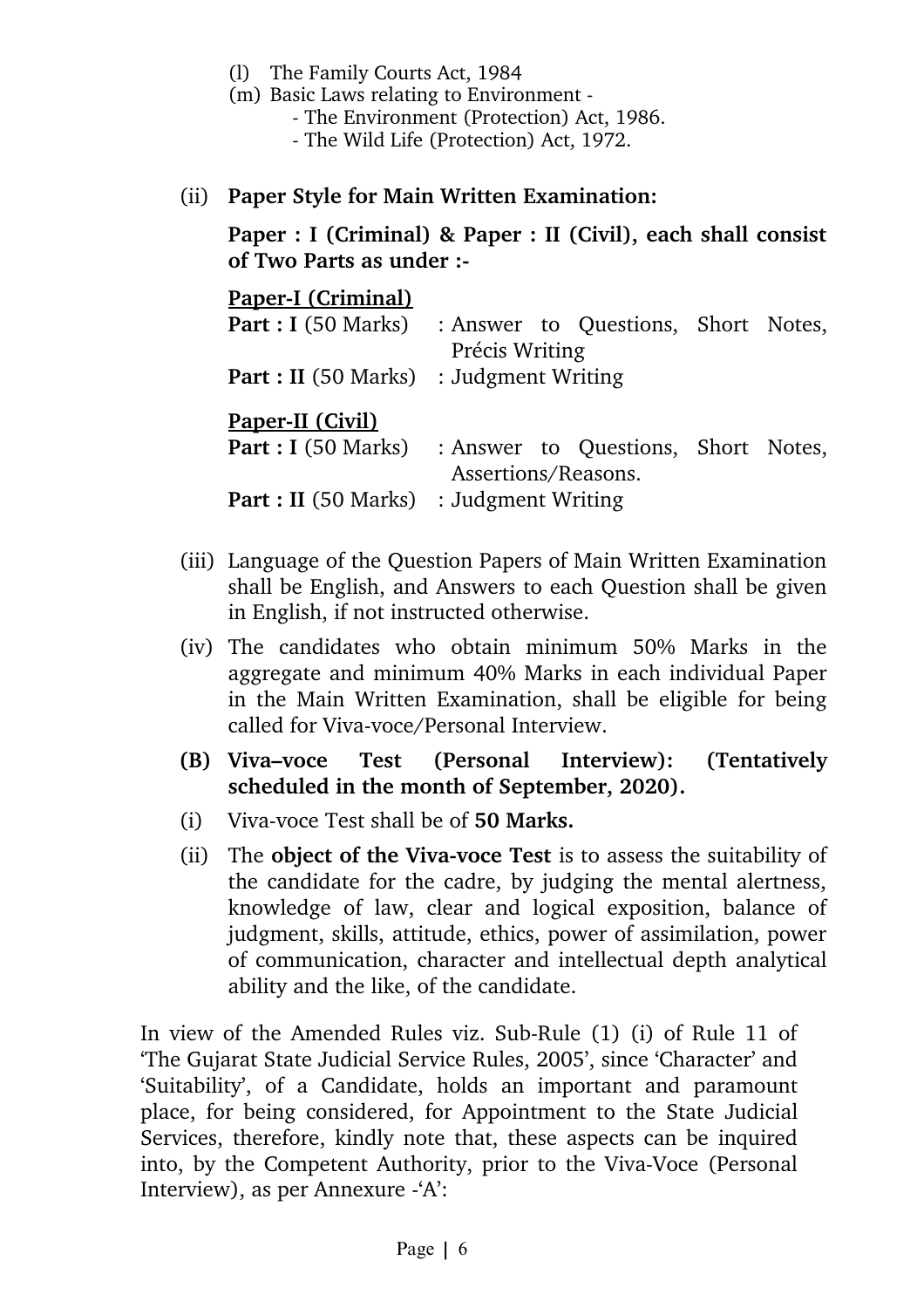(l) The Family Courts Act, 1984

(m) Basic Laws relating to Environment -

- The Environment (Protection) Act, 1986.
- The Wild Life (Protection) Act, 1972.

(ii) **Paper Style for Main Written Examination:**

**Paper : I (Criminal) & Paper : II (Civil), each shall consist of Two Parts as under :-**

**<u>Paper-I (Criminal)</u>**

**Part : I** (50 Marks) : Answer to Questions, Short Notes, Précis Writing

**Part : II** (50 Marks) : Judgment Writing

**<u>Paper-II (Civil)</u>**

**Part : I** (50 Marks) : Answer to Questions, Short Notes, Assertions/Reasons.

**Part : II** (50 Marks) : Judgment Writing

(iii) Language of the Question Papers of Main Written Examination shall be English, and Answers to each Question shall be given in English, if not instructed otherwise.

(iv) The candidates who obtain minimum 50% Marks in the aggregate and minimum 40% Marks in each individual Paper in the Main Written Examination, shall be eligible for being called for Viva-voce/Personal Interview.

**(B) Viva–voce Test (Personal Interview): (Tentatively scheduled in the month of September, 2020).**

(i) Viva-voce Test shall be of **50 Marks.**

(ii) The **object of the Viva-voce Test** is to assess the suitability of the candidate for the cadre, by judging the mental alertness, knowledge of law, clear and logical exposition, balance of judgment, skills, attitude, ethics, power of assimilation, power of communication, character and intellectual depth analytical ability and the like, of the candidate.

In view of the Amended Rules viz. Sub-Rule (1) (i) of Rule 11 of 'The Gujarat State Judicial Service Rules, 2005', since 'Character' and 'Suitability', of a Candidate, holds an important and paramount place, for being considered, for Appointment to the State Judicial Services, therefore, kindly note that, these aspects can be inquired into, by the Competent Authority, prior to the Viva-Voce (Personal Interview), as per Annexure -'A':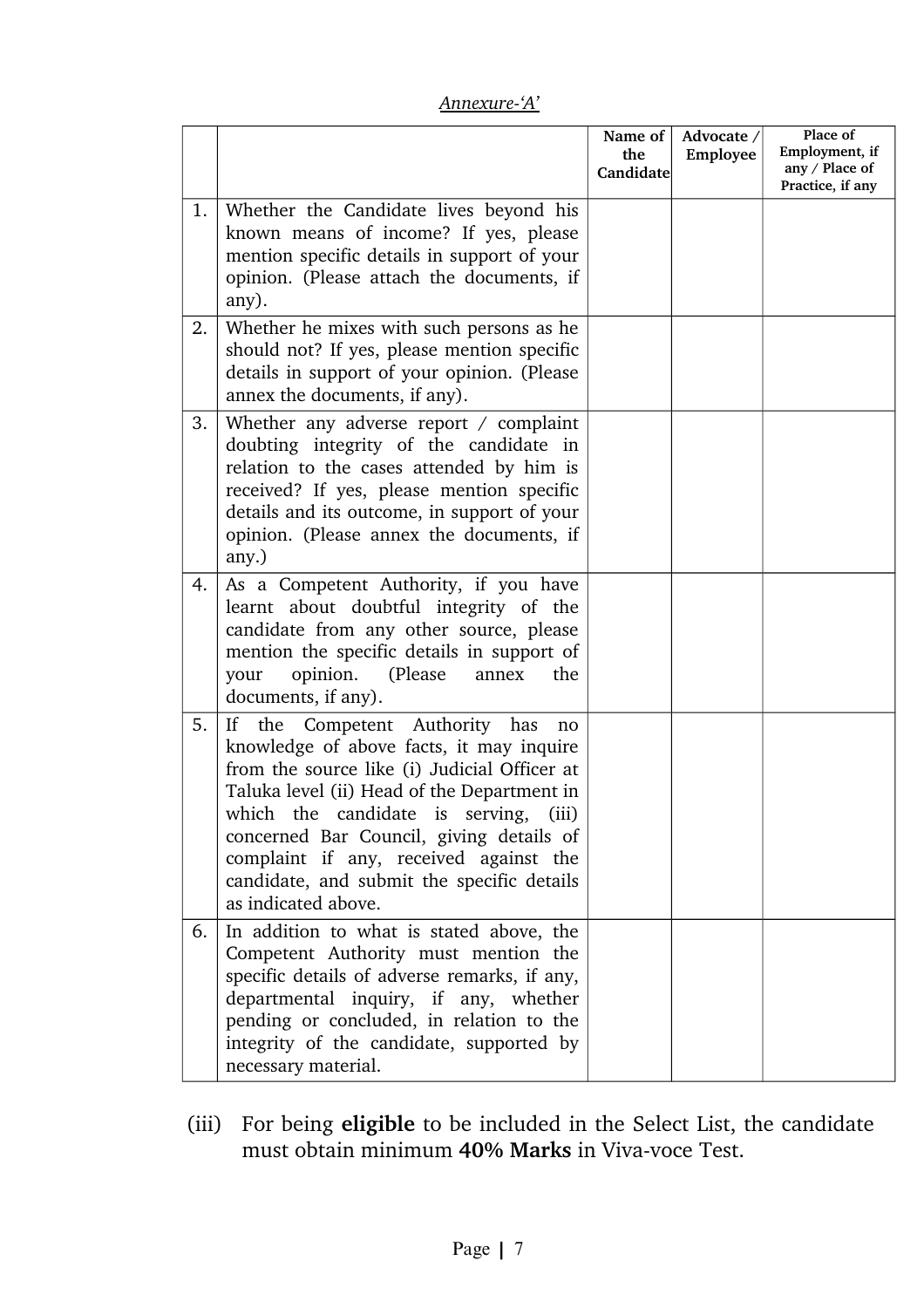*Annexure-'A'*

| | | Name of the Candidate | Advocate / Employee | Place of Employment, if any / Place of Practice, if any |
|---|---|---|---|---|
| 1. | Whether the Candidate lives beyond his known means of income? If yes, please mention specific details in support of your opinion. (Please attach the documents, if any). | | | |
| 2. | Whether he mixes with such persons as he should not? If yes, please mention specific details in support of your opinion. (Please annex the documents, if any). | | | |
| 3. | Whether any adverse report / complaint doubting integrity of the candidate in relation to the cases attended by him is received? If yes, please mention specific details and its outcome, in support of your opinion. (Please annex the documents, if any.) | | | |
| 4. | As a Competent Authority, if you have learnt about doubtful integrity of the candidate from any other source, please mention the specific details in support of your opinion. (Please annex the documents, if any). | | | |
| 5. | If the Competent Authority has no knowledge of above facts, it may inquire from the source like (i) Judicial Officer at Taluka level (ii) Head of the Department in which the candidate is serving, (iii) concerned Bar Council, giving details of complaint if any, received against the candidate, and submit the specific details as indicated above. | | | |
| 6. | In addition to what is stated above, the Competent Authority must mention the specific details of adverse remarks, if any, departmental inquiry, if any, whether pending or concluded, in relation to the integrity of the candidate, supported by necessary material. | | | |

(iii) For being **eligible** to be included in the Select List, the candidate must obtain minimum **40% Marks** in Viva-voce Test.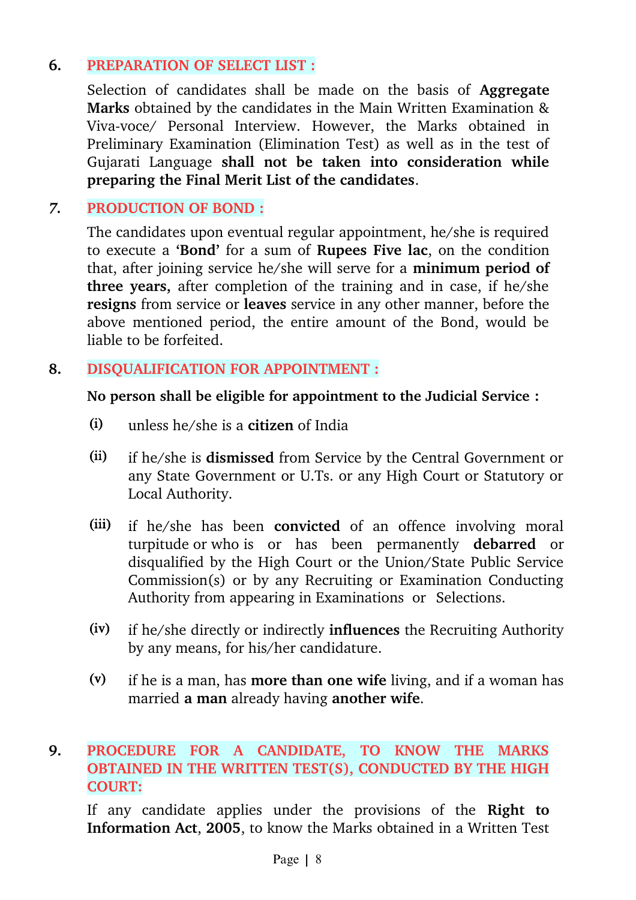## 6. PREPARATION OF SELECT LIST :

Selection of candidates shall be made on the basis of **Aggregate Marks** obtained by the candidates in the Main Written Examination & Viva-voce/ Personal Interview. However, the Marks obtained in Preliminary Examination (Elimination Test) as well as in the test of Gujarati Language **shall not be taken into consideration while preparing the Final Merit List of the candidates**.

## 7. PRODUCTION OF BOND :

The candidates upon eventual regular appointment, he/she is required to execute a **'Bond'** for a sum of **Rupees Five lac**, on the condition that, after joining service he/she will serve for a **minimum period of three years,** after completion of the training and in case, if he/she **resigns** from service or **leaves** service in any other manner, before the above mentioned period, the entire amount of the Bond, would be liable to be forfeited.

## 8. DISQUALIFICATION FOR APPOINTMENT :

**No person shall be eligible for appointment to the Judicial Service :**

- **(i)** unless he/she is a **citizen** of India
- **(ii)** if he/she is **dismissed** from Service by the Central Government or any State Government or U.Ts. or any High Court or Statutory or Local Authority.
- **(iii)** if he/she has been **convicted** of an offence involving moral turpitude or who is or has been permanently **debarred** or disqualified by the High Court or the Union/State Public Service Commission(s) or by any Recruiting or Examination Conducting Authority from appearing in Examinations or Selections.
- **(iv)** if he/she directly or indirectly **influences** the Recruiting Authority by any means, for his/her candidature.
- **(v)** if he is a man, has **more than one wife** living, and if a woman has married **a man** already having **another wife**.

## 9. PROCEDURE FOR A CANDIDATE, TO KNOW THE MARKS OBTAINED IN THE WRITTEN TEST(S), CONDUCTED BY THE HIGH COURT:

If any candidate applies under the provisions of the **Right to Information Act**, **2005**, to know the Marks obtained in a Written Test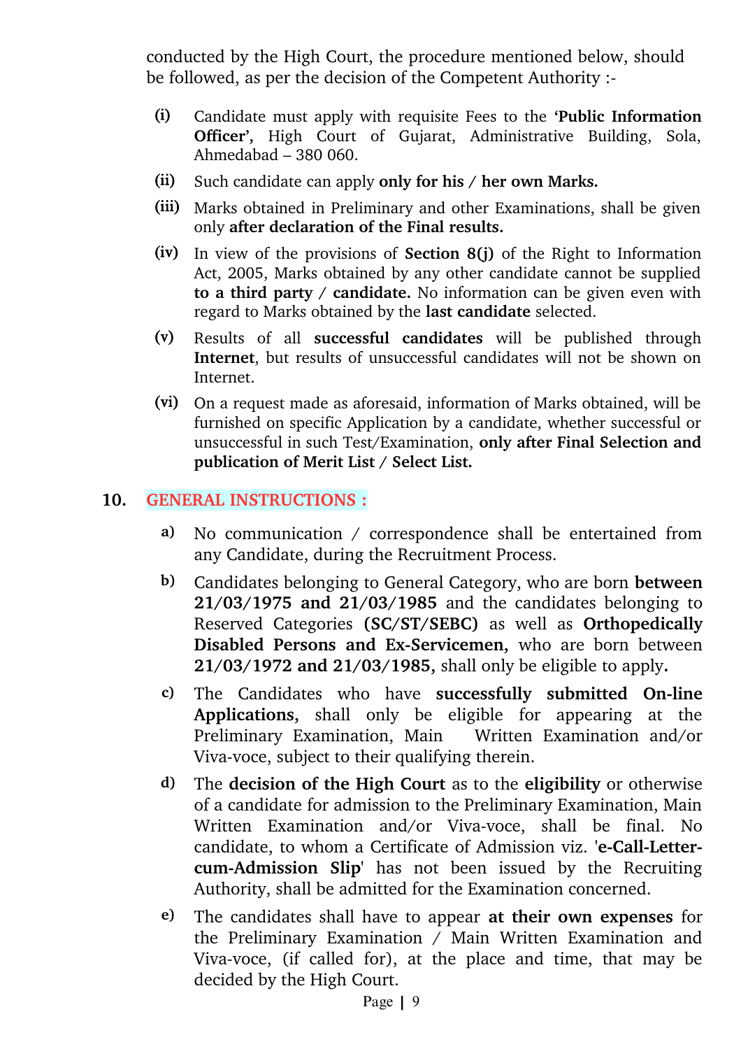conducted by the High Court, the procedure mentioned below, should be followed, as per the decision of the Competent Authority :-

- **(i)** Candidate must apply with requisite Fees to the **'Public Information Officer',** High Court of Gujarat, Administrative Building, Sola, Ahmedabad – 380 060.
- **(ii)** Such candidate can apply **only for his / her own Marks.**
- **(iii)** Marks obtained in Preliminary and other Examinations, shall be given only **after declaration of the Final results.**
- **(iv)** In view of the provisions of **Section 8(j)** of the Right to Information Act, 2005, Marks obtained by any other candidate cannot be supplied **to a third party / candidate.** No information can be given even with regard to Marks obtained by the **last candidate** selected.
- **(v)** Results of all **successful candidates** will be published through **Internet**, but results of unsuccessful candidates will not be shown on Internet.
- **(vi)** On a request made as aforesaid, information of Marks obtained, will be furnished on specific Application by a candidate, whether successful or unsuccessful in such Test/Examination, **only after Final Selection and publication of Merit List / Select List.**

## 10. GENERAL INSTRUCTIONS :

- **a)** No communication / correspondence shall be entertained from any Candidate, during the Recruitment Process.
- **b)** Candidates belonging to General Category, who are born **between 21/03/1975 and 21/03/1985** and the candidates belonging to Reserved Categories **(SC/ST/SEBC)** as well as **Orthopedically Disabled Persons and Ex-Servicemen,** who are born between **21/03/1972 and 21/03/1985,** shall only be eligible to apply**.**
- **c)** The Candidates who have **successfully submitted On-line Applications,** shall only be eligible for appearing at the Preliminary Examination, Main Written Examination and/or Viva-voce, subject to their qualifying therein.
- **d)** The **decision of the High Court** as to the **eligibility** or otherwise of a candidate for admission to the Preliminary Examination, Main Written Examination and/or Viva-voce, shall be final. No candidate, to whom a Certificate of Admission viz. '**e-Call-Letter-cum-Admission Slip**' has not been issued by the Recruiting Authority, shall be admitted for the Examination concerned.
- **e)** The candidates shall have to appear **at their own expenses** for the Preliminary Examination / Main Written Examination and Viva-voce, (if called for), at the place and time, that may be decided by the High Court.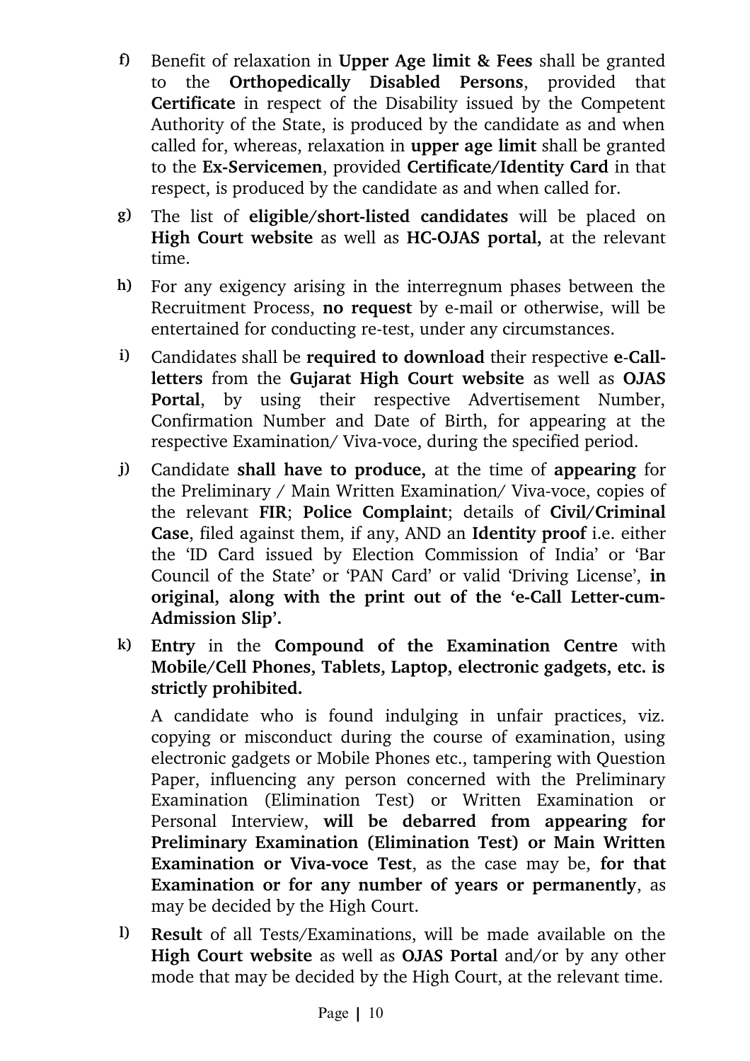f) Benefit of relaxation in **Upper Age limit & Fees** shall be granted to the **Orthopedically Disabled Persons**, provided that **Certificate** in respect of the Disability issued by the Competent Authority of the State, is produced by the candidate as and when called for, whereas, relaxation in **upper age limit** shall be granted to the **Ex-Servicemen**, provided **Certificate/Identity Card** in that respect, is produced by the candidate as and when called for.

g) The list of **eligible/short-listed candidates** will be placed on **High Court website** as well as **HC-OJAS portal,** at the relevant time.

h) For any exigency arising in the interregnum phases between the Recruitment Process, **no request** by e-mail or otherwise, will be entertained for conducting re-test, under any circumstances.

i) Candidates shall be **required to download** their respective **e-Call-letters** from the **Gujarat High Court website** as well as **OJAS Portal**, by using their respective Advertisement Number, Confirmation Number and Date of Birth, for appearing at the respective Examination/ Viva-voce, during the specified period.

j) Candidate **shall have to produce,** at the time of **appearing** for the Preliminary / Main Written Examination/ Viva-voce, copies of the relevant **FIR**; **Police Complaint**; details of **Civil/Criminal Case**, filed against them, if any, AND an **Identity proof** i.e. either the 'ID Card issued by Election Commission of India' or 'Bar Council of the State' or 'PAN Card' or valid 'Driving License', **in original, along with the print out of the 'e-Call Letter-cum-Admission Slip'.**

k) **Entry** in the **Compound of the Examination Centre** with **Mobile/Cell Phones, Tablets, Laptop, electronic gadgets, etc. is strictly prohibited.**

   A candidate who is found indulging in unfair practices, viz. copying or misconduct during the course of examination, using electronic gadgets or Mobile Phones etc., tampering with Question Paper, influencing any person concerned with the Preliminary Examination (Elimination Test) or Written Examination or Personal Interview, **will be debarred from appearing for Preliminary Examination (Elimination Test) or Main Written Examination or Viva-voce Test**, as the case may be, **for that Examination or for any number of years or permanently**, as may be decided by the High Court.

l) **Result** of all Tests/Examinations, will be made available on the **High Court website** as well as **OJAS Portal** and/or by any other mode that may be decided by the High Court, at the relevant time.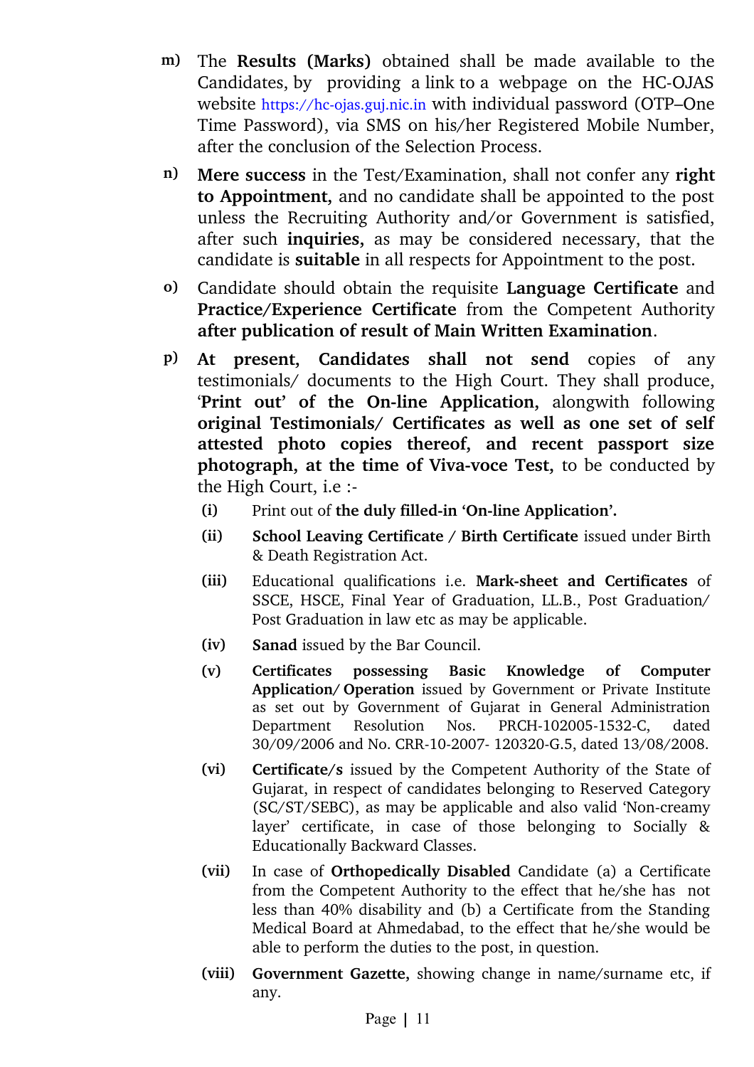**m)** The **Results (Marks)** obtained shall be made available to the Candidates, by providing a link to a webpage on the HC-OJAS website https://hc-ojas.guj.nic.in with individual password (OTP–One Time Password), via SMS on his/her Registered Mobile Number, after the conclusion of the Selection Process.

**n)** **Mere success** in the Test/Examination, shall not confer any **right to Appointment,** and no candidate shall be appointed to the post unless the Recruiting Authority and/or Government is satisfied, after such **inquiries,** as may be considered necessary, that the candidate is **suitable** in all respects for Appointment to the post.

**o)** Candidate should obtain the requisite **Language Certificate** and **Practice/Experience Certificate** from the Competent Authority **after publication of result of Main Written Examination**.

**p)** **At present, Candidates shall not send** copies of any testimonials/ documents to the High Court. They shall produce, '**Print out' of the On-line Application,** alongwith following **original Testimonials/ Certificates as well as one set of self attested photo copies thereof, and recent passport size photograph, at the time of Viva-voce Test,** to be conducted by the High Court, i.e :-

- **(i)** Print out of **the duly filled-in 'On-line Application'.**
- **(ii)** **School Leaving Certificate / Birth Certificate** issued under Birth & Death Registration Act.
- **(iii)** Educational qualifications i.e. **Mark-sheet and Certificates** of SSCE, HSCE, Final Year of Graduation, LL.B., Post Graduation/ Post Graduation in law etc as may be applicable.
- **(iv)** **Sanad** issued by the Bar Council.
- **(v)** **Certificates possessing Basic Knowledge of Computer Application/ Operation** issued by Government or Private Institute as set out by Government of Gujarat in General Administration Department Resolution Nos. PRCH-102005-1532-C, dated 30/09/2006 and No. CRR-10-2007- 120320-G.5, dated 13/08/2008.
- **(vi)** **Certificate/s** issued by the Competent Authority of the State of Gujarat, in respect of candidates belonging to Reserved Category (SC/ST/SEBC), as may be applicable and also valid 'Non-creamy layer' certificate, in case of those belonging to Socially & Educationally Backward Classes.
- **(vii)** In case of **Orthopedically Disabled** Candidate (a) a Certificate from the Competent Authority to the effect that he/she has not less than 40% disability and (b) a Certificate from the Standing Medical Board at Ahmedabad, to the effect that he/she would be able to perform the duties to the post, in question.
- **(viii)** **Government Gazette,** showing change in name/surname etc, if any.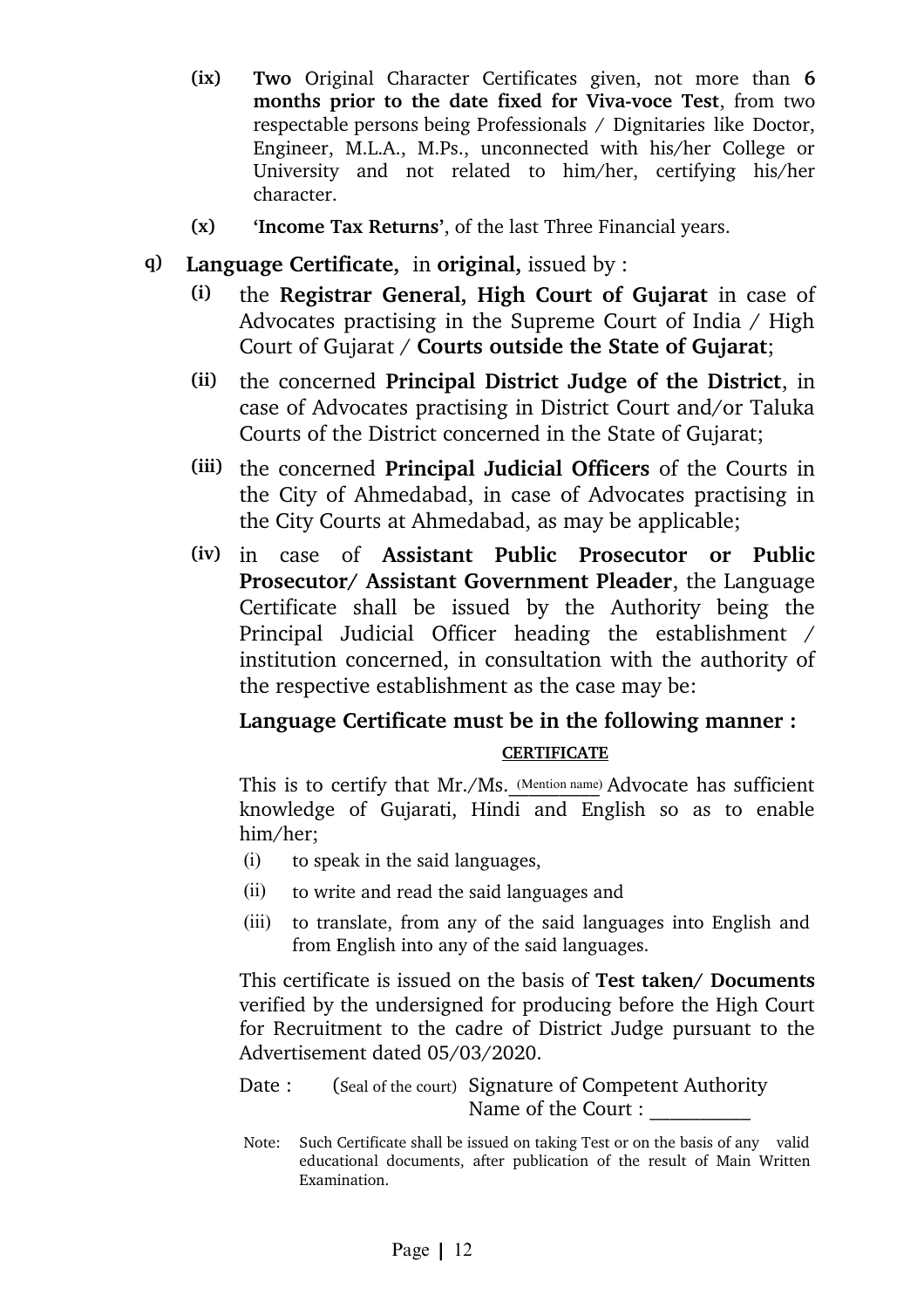**(ix)** **Two** Original Character Certificates given, not more than **6 months prior to the date fixed for Viva-voce Test**, from two respectable persons being Professionals / Dignitaries like Doctor, Engineer, M.L.A., M.Ps., unconnected with his/her College or University and not related to him/her, certifying his/her character.

**(x)** **'Income Tax Returns'**, of the last Three Financial years.

**q)** **Language Certificate,** in **original,** issued by :

**(i)** the **Registrar General, High Court of Gujarat** in case of Advocates practising in the Supreme Court of India / High Court of Gujarat / **Courts outside the State of Gujarat**;

**(ii)** the concerned **Principal District Judge of the District**, in case of Advocates practising in District Court and/or Taluka Courts of the District concerned in the State of Gujarat;

**(iii)** the concerned **Principal Judicial Officers** of the Courts in the City of Ahmedabad, in case of Advocates practising in the City Courts at Ahmedabad, as may be applicable;

**(iv)** in case of **Assistant Public Prosecutor or Public Prosecutor/ Assistant Government Pleader**, the Language Certificate shall be issued by the Authority being the Principal Judicial Officer heading the establishment / institution concerned, in consultation with the authority of the respective establishment as the case may be:

**Language Certificate must be in the following manner :**

**CERTIFICATE**

This is to certify that Mr./Ms.\_(Mention name)\_ Advocate has sufficient knowledge of Gujarati, Hindi and English so as to enable him/her;

(i) to speak in the said languages,

(ii) to write and read the said languages and

(iii) to translate, from any of the said languages into English and from English into any of the said languages.

This certificate is issued on the basis of **Test taken/ Documents** verified by the undersigned for producing before the High Court for Recruitment to the cadre of District Judge pursuant to the Advertisement dated 05/03/2020.

Date : (Seal of the court) Signature of Competent Authority
Name of the Court : \_\_\_\_\_\_\_\_\_\_

Note: Such Certificate shall be issued on taking Test or on the basis of any valid educational documents, after publication of the result of Main Written Examination.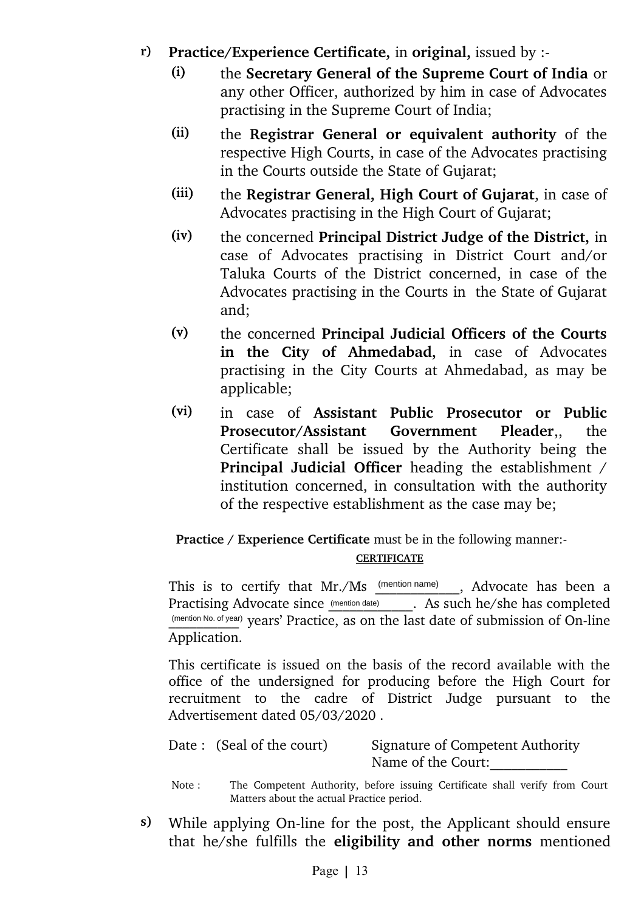r) **Practice/Experience Certificate,** in **original,** issued by :-

(i) the **Secretary General of the Supreme Court of India** or any other Officer, authorized by him in case of Advocates practising in the Supreme Court of India;

(ii) the **Registrar General or equivalent authority** of the respective High Courts, in case of the Advocates practising in the Courts outside the State of Gujarat;

(iii) the **Registrar General, High Court of Gujarat**, in case of Advocates practising in the High Court of Gujarat;

(iv) the concerned **Principal District Judge of the District,** in case of Advocates practising in District Court and/or Taluka Courts of the District concerned, in case of the Advocates practising in the Courts in the State of Gujarat and;

(v) the concerned **Principal Judicial Officers of the Courts in the City of Ahmedabad,** in case of Advocates practising in the City Courts at Ahmedabad, as may be applicable;

(vi) in case of **Assistant Public Prosecutor or Public Prosecutor/Assistant Government Pleader**,, the Certificate shall be issued by the Authority being the **Principal Judicial Officer** heading the establishment / institution concerned, in consultation with the authority of the respective establishment as the case may be;

**Practice / Experience Certificate** must be in the following manner:-

**CERTIFICATE**

This is to certify that Mr./Ms ___(mention name)___, Advocate has been a Practising Advocate since ___(mention date)___. As such he/she has completed ___(mention No. of year)___ years' Practice, as on the last date of submission of On-line Application.

This certificate is issued on the basis of the record available with the office of the undersigned for producing before the High Court for recruitment to the cadre of District Judge pursuant to the Advertisement dated 05/03/2020 .

Date : (Seal of the court) Signature of Competent Authority
Name of the Court:___________

Note : The Competent Authority, before issuing Certificate shall verify from Court Matters about the actual Practice period.

s) While applying On-line for the post, the Applicant should ensure that he/she fulfills the **eligibility and other norms** mentioned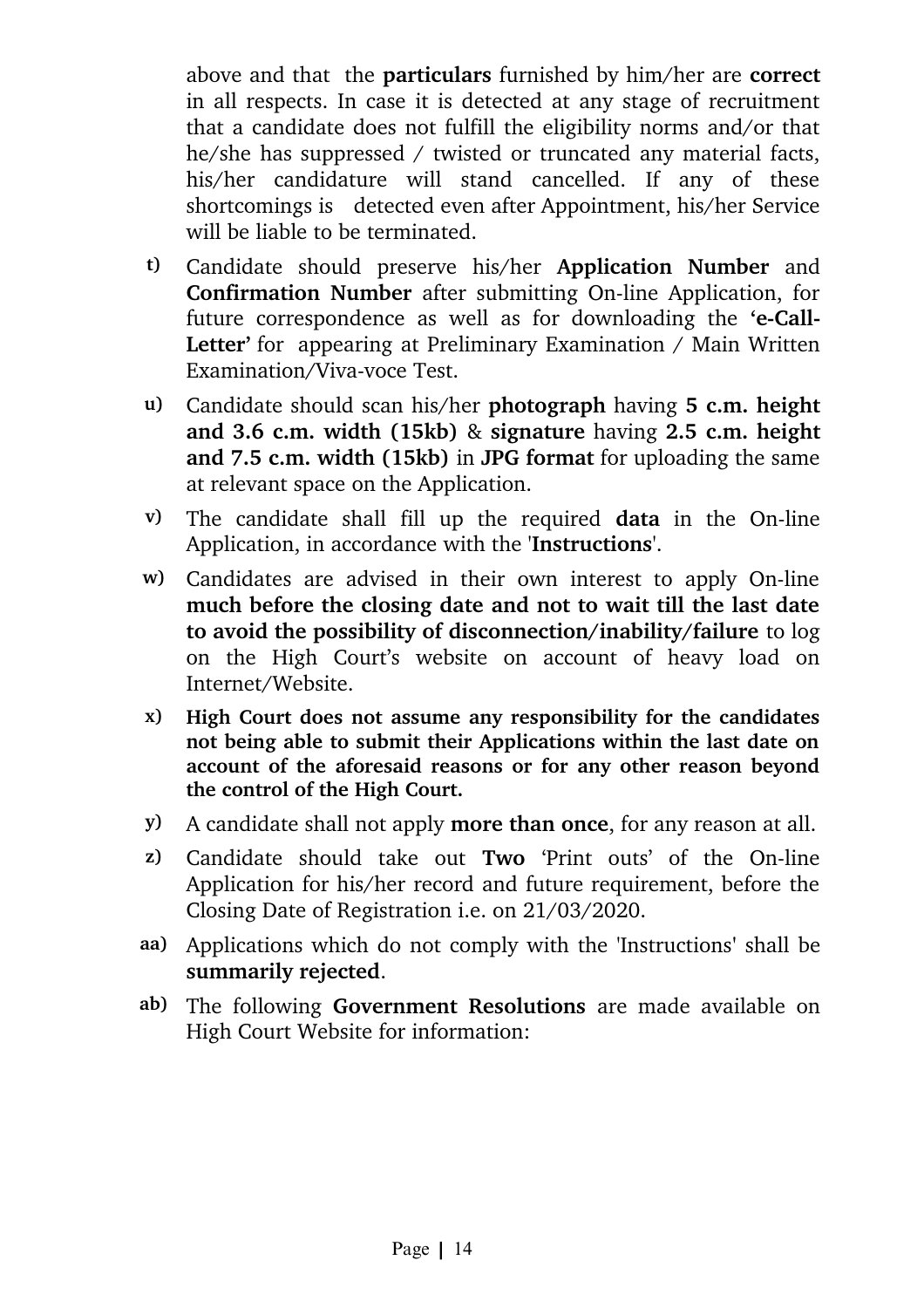above and that the **particulars** furnished by him/her are **correct** in all respects. In case it is detected at any stage of recruitment that a candidate does not fulfill the eligibility norms and/or that he/she has suppressed / twisted or truncated any material facts, his/her candidature will stand cancelled. If any of these shortcomings is detected even after Appointment, his/her Service will be liable to be terminated.

t) Candidate should preserve his/her **Application Number** and **Confirmation Number** after submitting On-line Application, for future correspondence as well as for downloading the **'e-Call-Letter'** for appearing at Preliminary Examination / Main Written Examination/Viva-voce Test.

u) Candidate should scan his/her **photograph** having **5 c.m. height and 3.6 c.m. width (15kb)** & **signature** having **2.5 c.m. height and 7.5 c.m. width (15kb)** in **JPG format** for uploading the same at relevant space on the Application.

v) The candidate shall fill up the required **data** in the On-line Application, in accordance with the '**Instructions**'.

w) Candidates are advised in their own interest to apply On-line **much before the closing date and not to wait till the last date to avoid the possibility of disconnection/inability/failure** to log on the High Court's website on account of heavy load on Internet/Website.

x) **High Court does not assume any responsibility for the candidates not being able to submit their Applications within the last date on account of the aforesaid reasons or for any other reason beyond the control of the High Court.**

y) A candidate shall not apply **more than once**, for any reason at all.

z) Candidate should take out **Two** 'Print outs' of the On-line Application for his/her record and future requirement, before the Closing Date of Registration i.e. on 21/03/2020.

aa) Applications which do not comply with the 'Instructions' shall be **summarily rejected**.

ab) The following **Government Resolutions** are made available on High Court Website for information: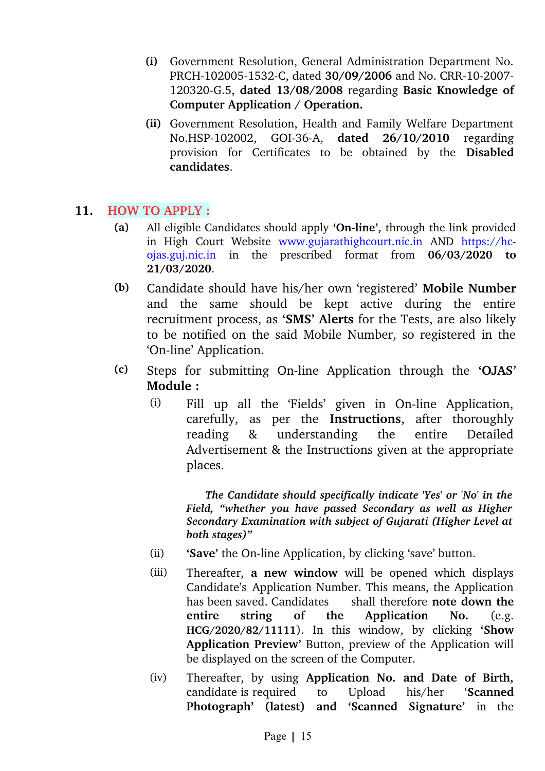**(i)** Government Resolution, General Administration Department No. PRCH-102005-1532-C, dated **30/09/2006** and No. CRR-10-2007-120320-G.5, **dated 13/08/2008** regarding **Basic Knowledge of Computer Application / Operation.**

**(ii)** Government Resolution, Health and Family Welfare Department No.HSP-102002, GOI-36-A, **dated 26/10/2010** regarding provision for Certificates to be obtained by the **Disabled candidates**.

## 11. HOW TO APPLY :

**(a)** All eligible Candidates should apply **'On-line',** through the link provided in High Court Website www.gujarathighcourt.nic.in AND https://hc-ojas.guj.nic.in in the prescribed format from **06/03/2020 to 21/03/2020**.

**(b)** Candidate should have his/her own 'registered' **Mobile Number** and the same should be kept active during the entire recruitment process, as **'SMS' Alerts** for the Tests, are also likely to be notified on the said Mobile Number, so registered in the 'On-line' Application.

**(c)** Steps for submitting On-line Application through the **'OJAS' Module :**

(i) Fill up all the 'Fields' given in On-line Application, carefully, as per the **Instructions**, after thoroughly reading & understanding the entire Detailed Advertisement & the Instructions given at the appropriate places.

***The Candidate should specifically indicate 'Yes' or 'No' in the Field, "whether you have passed Secondary as well as Higher Secondary Examination with subject of Gujarati (Higher Level at both stages)"***

(ii) **'Save'** the On-line Application, by clicking 'save' button.

(iii) Thereafter, **a new window** will be opened which displays Candidate's Application Number. This means, the Application has been saved. Candidates shall therefore **note down the entire string of the Application No.** (e.g. **HCG/2020/82/11111**). In this window, by clicking **'Show Application Preview'** Button, preview of the Application will be displayed on the screen of the Computer.

(iv) Thereafter, by using **Application No. and Date of Birth,** candidate is required to Upload his/her **'Scanned Photograph' (latest) and 'Scanned Signature'** in the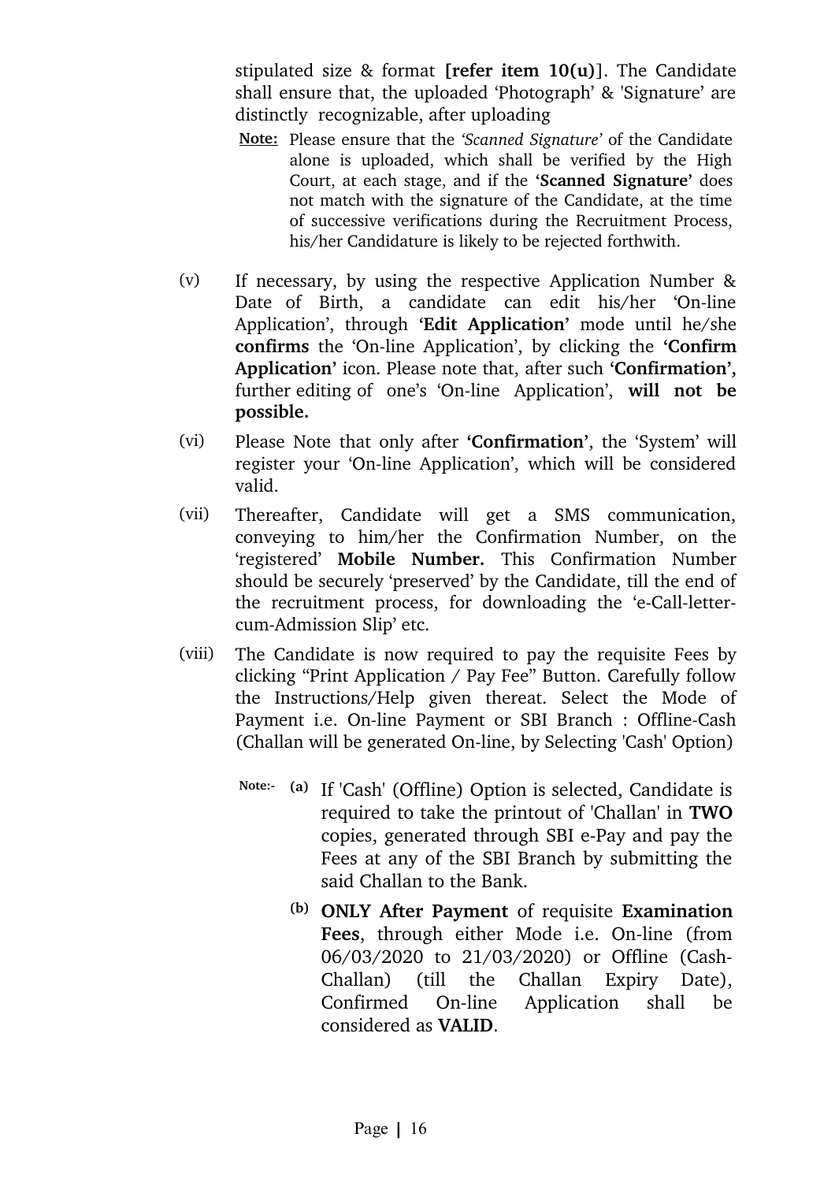stipulated size & format **[refer item 10(u)]**. The Candidate shall ensure that, the uploaded 'Photograph' & 'Signature' are distinctly recognizable, after uploading

**Note:** Please ensure that the *'Scanned Signature'* of the Candidate alone is uploaded, which shall be verified by the High Court, at each stage, and if the **'Scanned Signature'** does not match with the signature of the Candidate, at the time of successive verifications during the Recruitment Process, his/her Candidature is likely to be rejected forthwith.

(v) If necessary, by using the respective Application Number & Date of Birth, a candidate can edit his/her 'On-line Application', through **'Edit Application'** mode until he/she **confirms** the 'On-line Application', by clicking the **'Confirm Application'** icon. Please note that, after such **'Confirmation',** further editing of one's 'On-line Application', **will not be possible.**

(vi) Please Note that only after **'Confirmation'**, the 'System' will register your 'On-line Application', which will be considered valid.

(vii) Thereafter, Candidate will get a SMS communication, conveying to him/her the Confirmation Number, on the 'registered' **Mobile Number.** This Confirmation Number should be securely 'preserved' by the Candidate, till the end of the recruitment process, for downloading the 'e-Call-letter-cum-Admission Slip' etc.

(viii) The Candidate is now required to pay the requisite Fees by clicking "Print Application / Pay Fee" Button. Carefully follow the Instructions/Help given thereat. Select the Mode of Payment i.e. On-line Payment or SBI Branch : Offline-Cash (Challan will be generated On-line, by Selecting 'Cash' Option)

**Note:-**

(a) If 'Cash' (Offline) Option is selected, Candidate is required to take the printout of 'Challan' in **TWO** copies, generated through SBI e-Pay and pay the Fees at any of the SBI Branch by submitting the said Challan to the Bank.

(b) **ONLY After Payment** of requisite **Examination Fees**, through either Mode i.e. On-line (from 06/03/2020 to 21/03/2020) or Offline (Cash-Challan) (till the Challan Expiry Date), Confirmed On-line Application shall be considered as **VALID**.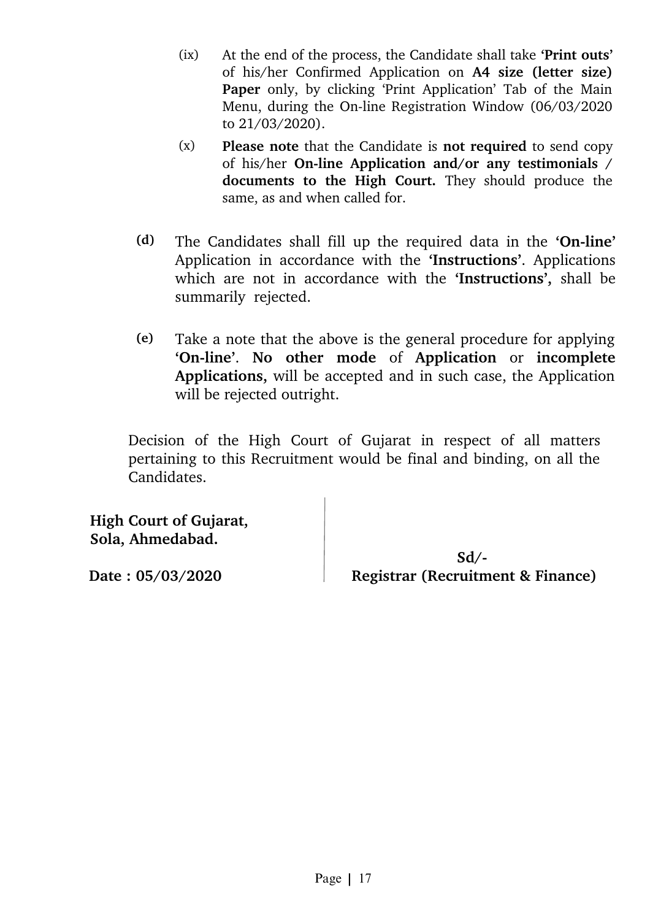(ix) At the end of the process, the Candidate shall take **'Print outs'** of his/her Confirmed Application on **A4 size (letter size) Paper** only, by clicking 'Print Application' Tab of the Main Menu, during the On-line Registration Window (06/03/2020 to 21/03/2020).

(x) **Please note** that the Candidate is **not required** to send copy of his/her **On-line Application and/or any testimonials / documents to the High Court.** They should produce the same, as and when called for.

**(d)** The Candidates shall fill up the required data in the **'On-line'** Application in accordance with the **'Instructions'**. Applications which are not in accordance with the **'Instructions',** shall be summarily rejected.

**(e)** Take a note that the above is the general procedure for applying **'On-line'**. **No other mode** of **Application** or **incomplete Applications,** will be accepted and in such case, the Application will be rejected outright.

Decision of the High Court of Gujarat in respect of all matters pertaining to this Recruitment would be final and binding, on all the Candidates.

**High Court of Gujarat,**
**Sola, Ahmedabad.**

**Date : 05/03/2020**

**Sd/-**
**Registrar (Recruitment & Finance)**